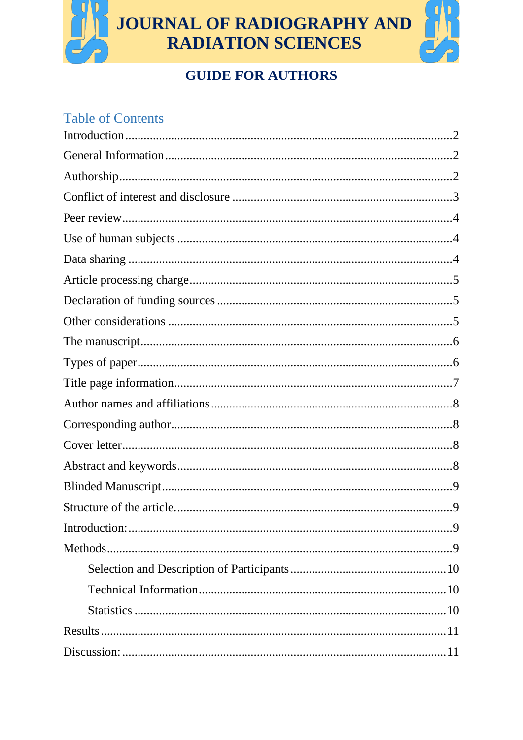# JOURNAL OF RADIOGRAPHY AND RADIATION SCIENCES

## GUIDE FOR AUTHORS

### Table of Contents

Introduction ........ 2
General Information ........ 2
Authorship ........ 2
Conflict of interest and disclosure ........ 3
Peer review ........ 4
Use of human subjects ........ 4
Data sharing ........ 4
Article processing charge ........ 5
Declaration of funding sources ........ 5
Other considerations ........ 5
The manuscript ........ 6
Types of paper ........ 6
Title page information ........ 7
Author names and affiliations ........ 8
Corresponding author ........ 8
Cover letter ........ 8
Abstract and keywords ........ 8
Blinded Manuscript ........ 9
Structure of the article. ........ 9
Introduction: ........ 9
Methods ........ 9
  Selection and Description of Participants ........ 10
  Technical Information ........ 10
  Statistics ........ 10
Results ........ 11
Discussion: ........ 11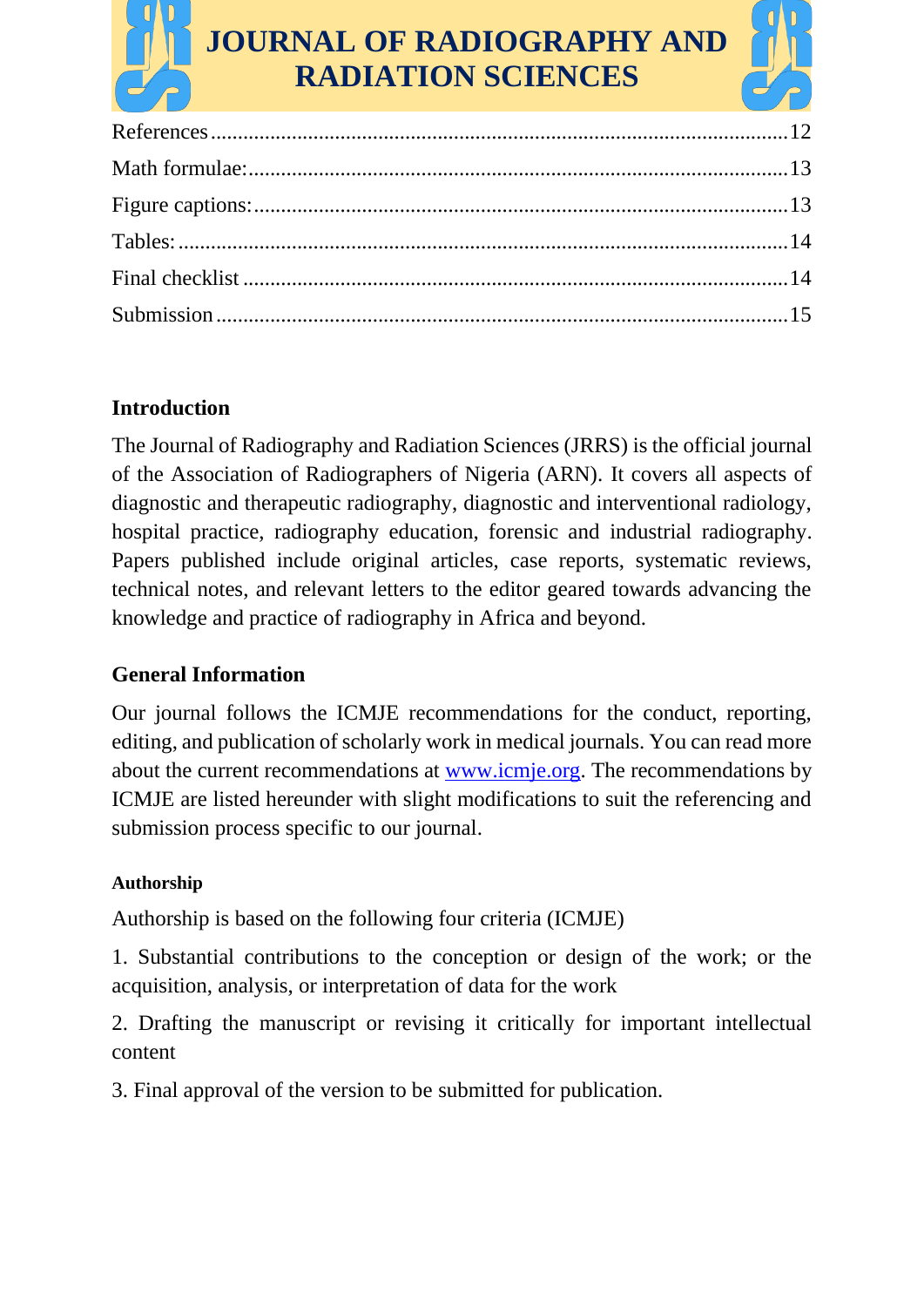References ........................................................................................................ 12

Math formulae: ................................................................................................. 13

Figure captions: ................................................................................................. 13

Tables: .............................................................................................................. 14

Final checklist ................................................................................................... 14

Submission ........................................................................................................ 15

## Introduction

The Journal of Radiography and Radiation Sciences (JRRS) is the official journal of the Association of Radiographers of Nigeria (ARN). It covers all aspects of diagnostic and therapeutic radiography, diagnostic and interventional radiology, hospital practice, radiography education, forensic and industrial radiography. Papers published include original articles, case reports, systematic reviews, technical notes, and relevant letters to the editor geared towards advancing the knowledge and practice of radiography in Africa and beyond.

## General Information

Our journal follows the ICMJE recommendations for the conduct, reporting, editing, and publication of scholarly work in medical journals. You can read more about the current recommendations at [www.icmje.org](http://www.icmje.org). The recommendations by ICMJE are listed hereunder with slight modifications to suit the referencing and submission process specific to our journal.

### Authorship

Authorship is based on the following four criteria (ICMJE)

1. Substantial contributions to the conception or design of the work; or the acquisition, analysis, or interpretation of data for the work

2. Drafting the manuscript or revising it critically for important intellectual content

3. Final approval of the version to be submitted for publication.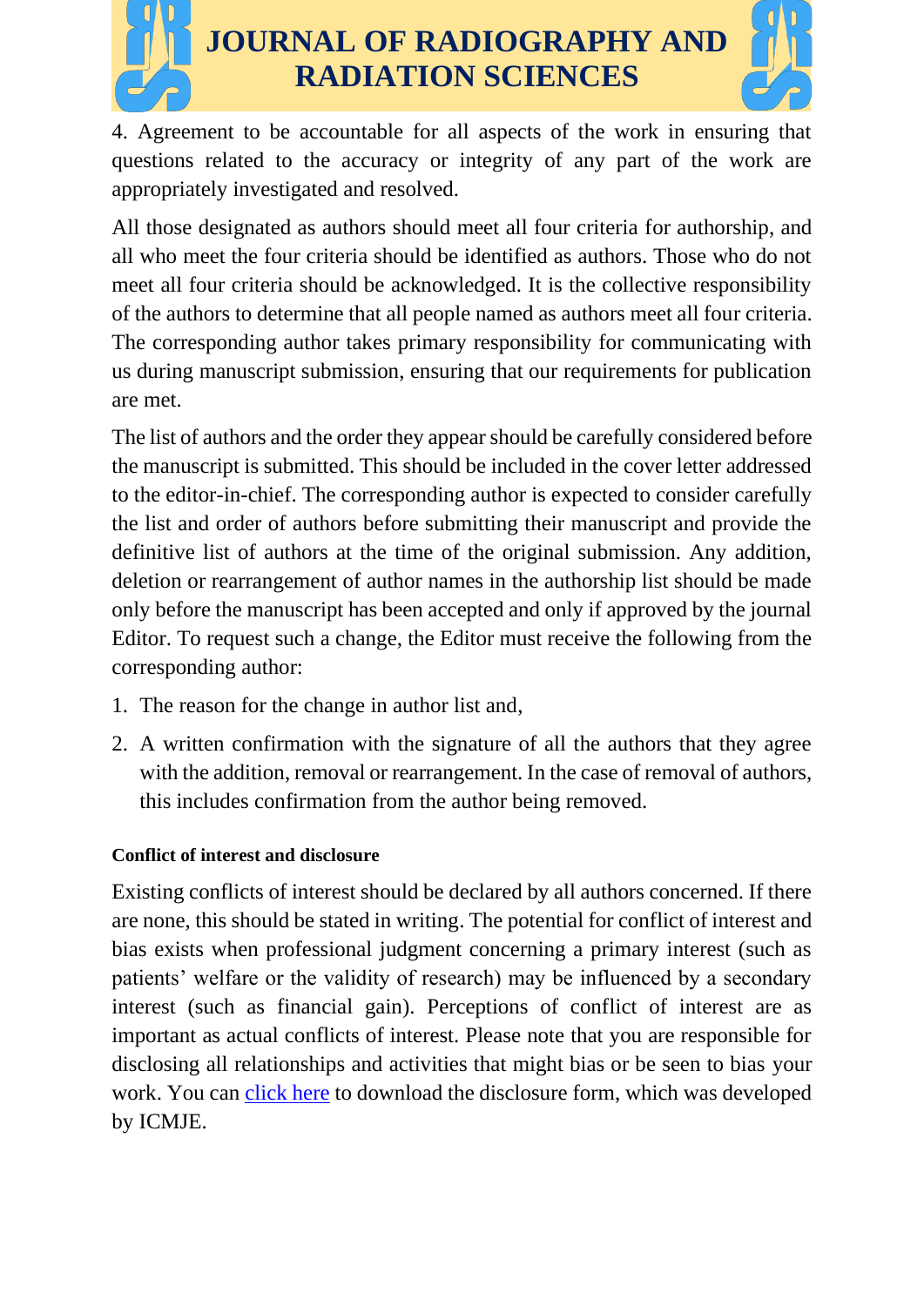4. Agreement to be accountable for all aspects of the work in ensuring that questions related to the accuracy or integrity of any part of the work are appropriately investigated and resolved.

All those designated as authors should meet all four criteria for authorship, and all who meet the four criteria should be identified as authors. Those who do not meet all four criteria should be acknowledged. It is the collective responsibility of the authors to determine that all people named as authors meet all four criteria. The corresponding author takes primary responsibility for communicating with us during manuscript submission, ensuring that our requirements for publication are met.

The list of authors and the order they appear should be carefully considered before the manuscript is submitted. This should be included in the cover letter addressed to the editor-in-chief. The corresponding author is expected to consider carefully the list and order of authors before submitting their manuscript and provide the definitive list of authors at the time of the original submission. Any addition, deletion or rearrangement of author names in the authorship list should be made only before the manuscript has been accepted and only if approved by the journal Editor. To request such a change, the Editor must receive the following from the corresponding author:

1. The reason for the change in author list and,
2. A written confirmation with the signature of all the authors that they agree with the addition, removal or rearrangement. In the case of removal of authors, this includes confirmation from the author being removed.

#### Conflict of interest and disclosure

Existing conflicts of interest should be declared by all authors concerned. If there are none, this should be stated in writing. The potential for conflict of interest and bias exists when professional judgment concerning a primary interest (such as patients' welfare or the validity of research) may be influenced by a secondary interest (such as financial gain). Perceptions of conflict of interest are as important as actual conflicts of interest. Please note that you are responsible for disclosing all relationships and activities that might bias or be seen to bias your work. You can click here to download the disclosure form, which was developed by ICMJE.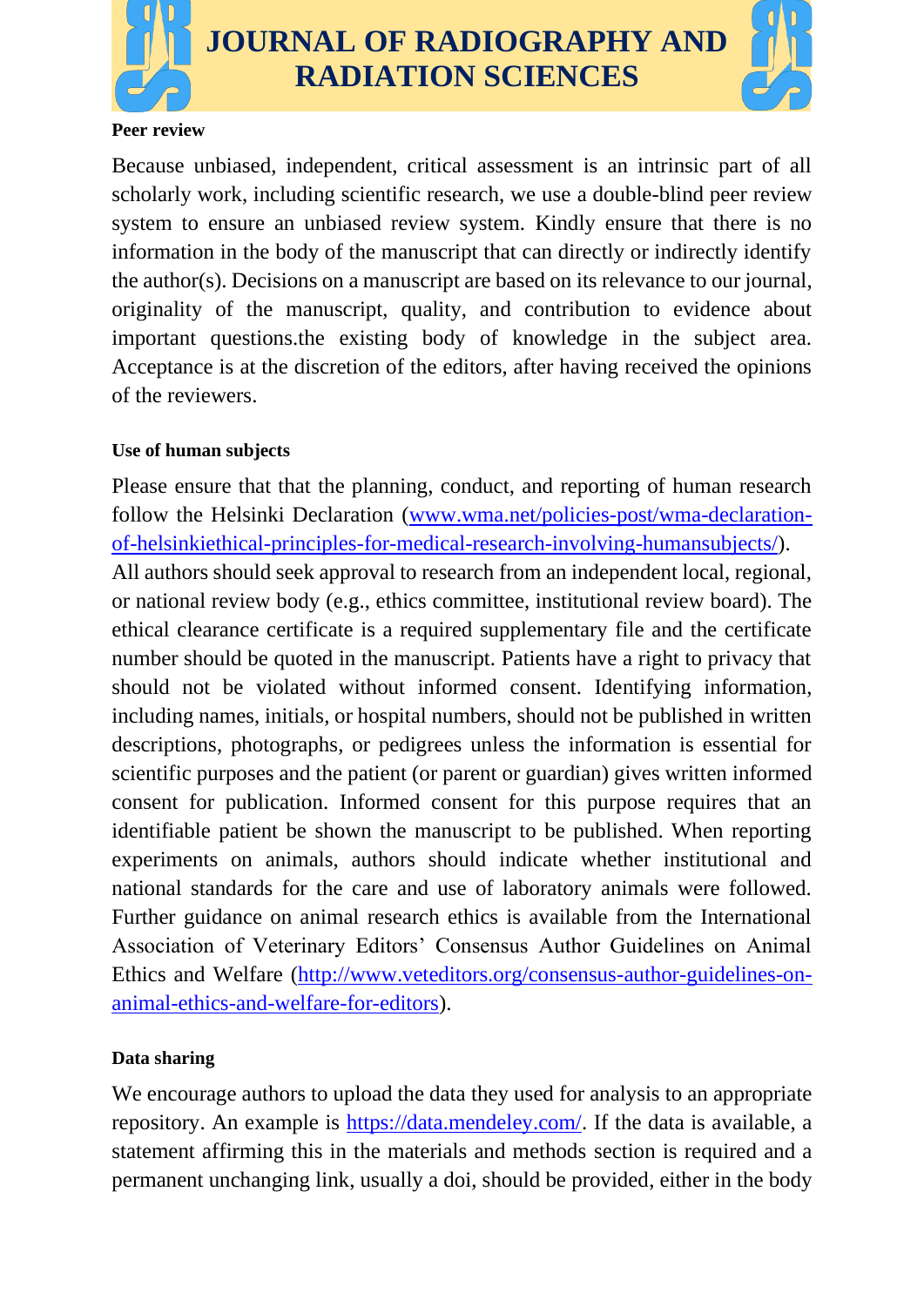**Peer review**

Because unbiased, independent, critical assessment is an intrinsic part of all scholarly work, including scientific research, we use a double-blind peer review system to ensure an unbiased review system. Kindly ensure that there is no information in the body of the manuscript that can directly or indirectly identify the author(s). Decisions on a manuscript are based on its relevance to our journal, originality of the manuscript, quality, and contribution to evidence about important questions.the existing body of knowledge in the subject area. Acceptance is at the discretion of the editors, after having received the opinions of the reviewers.

**Use of human subjects**

Please ensure that that the planning, conduct, and reporting of human research follow the Helsinki Declaration (www.wma.net/policies-post/wma-declaration-of-helsinkiethical-principles-for-medical-research-involving-humansubjects/). All authors should seek approval to research from an independent local, regional, or national review body (e.g., ethics committee, institutional review board). The ethical clearance certificate is a required supplementary file and the certificate number should be quoted in the manuscript. Patients have a right to privacy that should not be violated without informed consent. Identifying information, including names, initials, or hospital numbers, should not be published in written descriptions, photographs, or pedigrees unless the information is essential for scientific purposes and the patient (or parent or guardian) gives written informed consent for publication. Informed consent for this purpose requires that an identifiable patient be shown the manuscript to be published. When reporting experiments on animals, authors should indicate whether institutional and national standards for the care and use of laboratory animals were followed. Further guidance on animal research ethics is available from the International Association of Veterinary Editors' Consensus Author Guidelines on Animal Ethics and Welfare (http://www.veteditors.org/consensus-author-guidelines-on-animal-ethics-and-welfare-for-editors).

**Data sharing**

We encourage authors to upload the data they used for analysis to an appropriate repository. An example is https://data.mendeley.com/. If the data is available, a statement affirming this in the materials and methods section is required and a permanent unchanging link, usually a doi, should be provided, either in the body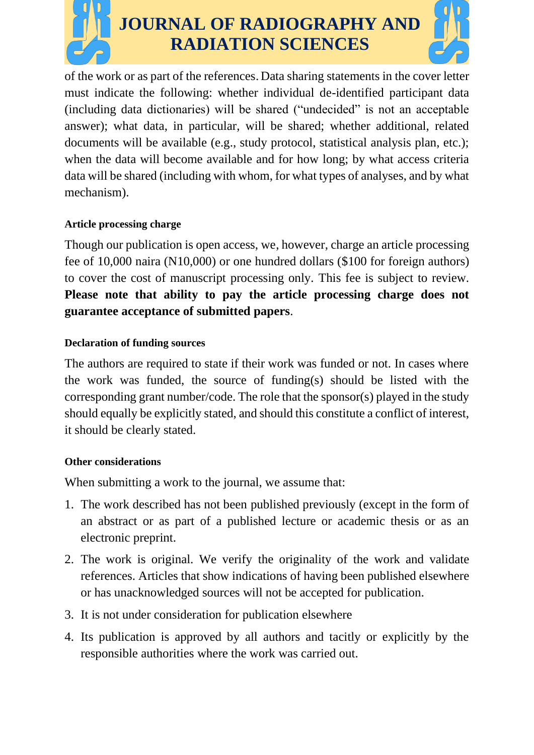of the work or as part of the references. Data sharing statements in the cover letter must indicate the following: whether individual de-identified participant data (including data dictionaries) will be shared ("undecided" is not an acceptable answer); what data, in particular, will be shared; whether additional, related documents will be available (e.g., study protocol, statistical analysis plan, etc.); when the data will become available and for how long; by what access criteria data will be shared (including with whom, for what types of analyses, and by what mechanism).

#### Article processing charge

Though our publication is open access, we, however, charge an article processing fee of 10,000 naira (N10,000) or one hundred dollars ($100 for foreign authors) to cover the cost of manuscript processing only. This fee is subject to review. **Please note that ability to pay the article processing charge does not guarantee acceptance of submitted papers**.

#### Declaration of funding sources

The authors are required to state if their work was funded or not. In cases where the work was funded, the source of funding(s) should be listed with the corresponding grant number/code. The role that the sponsor(s) played in the study should equally be explicitly stated, and should this constitute a conflict of interest, it should be clearly stated.

#### Other considerations

When submitting a work to the journal, we assume that:

1. The work described has not been published previously (except in the form of an abstract or as part of a published lecture or academic thesis or as an electronic preprint.
2. The work is original. We verify the originality of the work and validate references. Articles that show indications of having been published elsewhere or has unacknowledged sources will not be accepted for publication.
3. It is not under consideration for publication elsewhere
4. Its publication is approved by all authors and tacitly or explicitly by the responsible authorities where the work was carried out.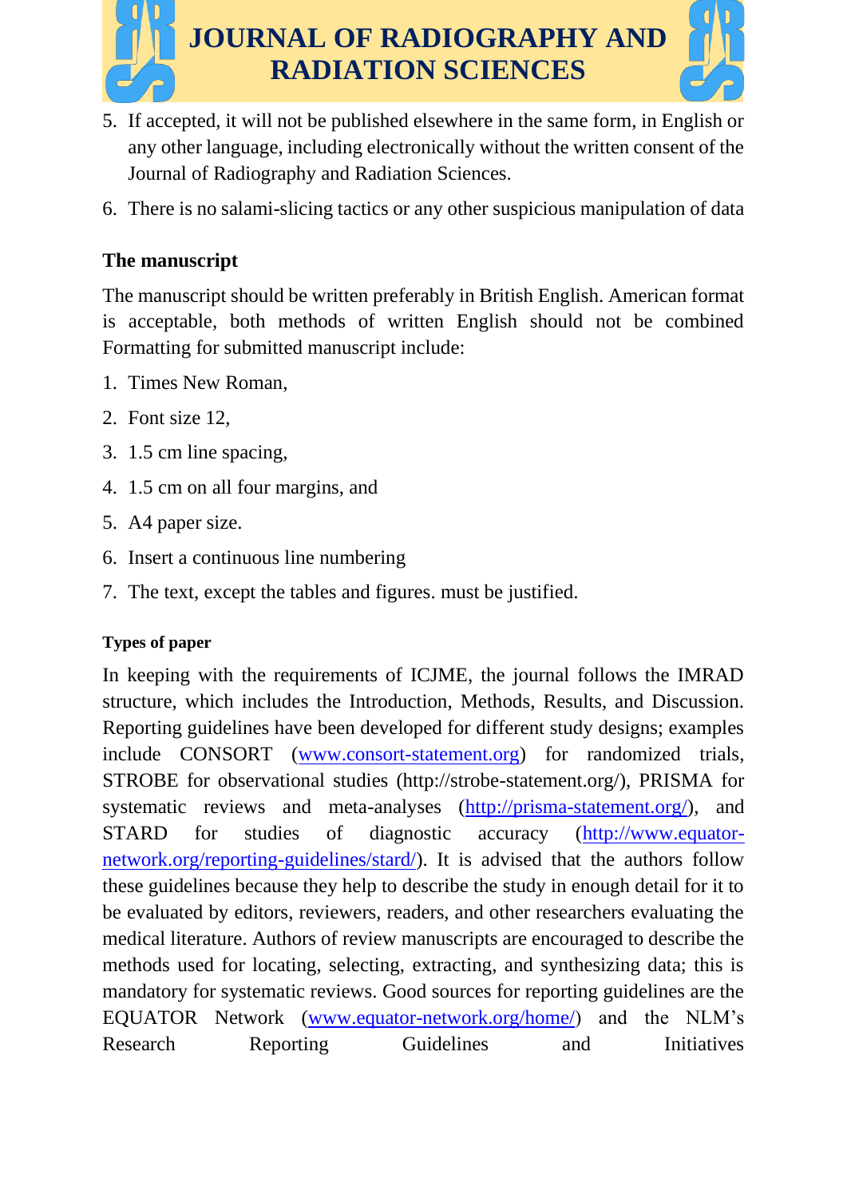5. If accepted, it will not be published elsewhere in the same form, in English or any other language, including electronically without the written consent of the Journal of Radiography and Radiation Sciences.

6. There is no salami-slicing tactics or any other suspicious manipulation of data

## The manuscript

The manuscript should be written preferably in British English. American format is acceptable, both methods of written English should not be combined Formatting for submitted manuscript include:

1. Times New Roman,
2. Font size 12,
3. 1.5 cm line spacing,
4. 1.5 cm on all four margins, and
5. A4 paper size.
6. Insert a continuous line numbering
7. The text, except the tables and figures. must be justified.

### Types of paper

In keeping with the requirements of ICJME, the journal follows the IMRAD structure, which includes the Introduction, Methods, Results, and Discussion. Reporting guidelines have been developed for different study designs; examples include CONSORT (www.consort-statement.org) for randomized trials, STROBE for observational studies (http://strobe-statement.org/), PRISMA for systematic reviews and meta-analyses (http://prisma-statement.org/), and STARD for studies of diagnostic accuracy (http://www.equator-network.org/reporting-guidelines/stard/). It is advised that the authors follow these guidelines because they help to describe the study in enough detail for it to be evaluated by editors, reviewers, readers, and other researchers evaluating the medical literature. Authors of review manuscripts are encouraged to describe the methods used for locating, selecting, extracting, and synthesizing data; this is mandatory for systematic reviews. Good sources for reporting guidelines are the EQUATOR Network (www.equator-network.org/home/) and the NLM's Research Reporting Guidelines and Initiatives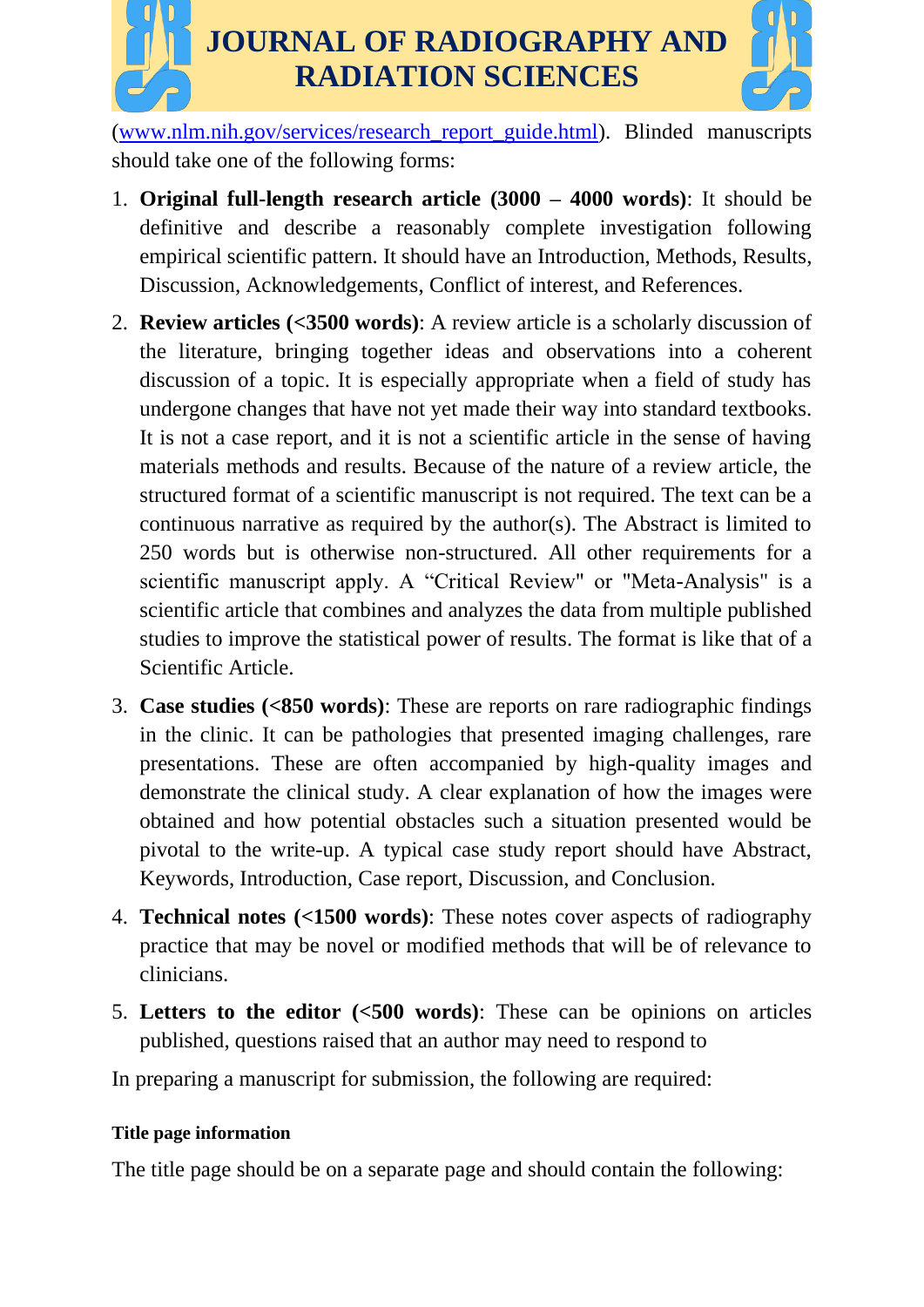(www.nlm.nih.gov/services/research_report_guide.html). Blinded manuscripts should take one of the following forms:

1. **Original full-length research article (3000 – 4000 words)**: It should be definitive and describe a reasonably complete investigation following empirical scientific pattern. It should have an Introduction, Methods, Results, Discussion, Acknowledgements, Conflict of interest, and References.
2. **Review articles (<3500 words)**: A review article is a scholarly discussion of the literature, bringing together ideas and observations into a coherent discussion of a topic. It is especially appropriate when a field of study has undergone changes that have not yet made their way into standard textbooks. It is not a case report, and it is not a scientific article in the sense of having materials methods and results. Because of the nature of a review article, the structured format of a scientific manuscript is not required. The text can be a continuous narrative as required by the author(s). The Abstract is limited to 250 words but is otherwise non-structured. All other requirements for a scientific manuscript apply. A "Critical Review" or "Meta-Analysis" is a scientific article that combines and analyzes the data from multiple published studies to improve the statistical power of results. The format is like that of a Scientific Article.
3. **Case studies (<850 words)**: These are reports on rare radiographic findings in the clinic. It can be pathologies that presented imaging challenges, rare presentations. These are often accompanied by high-quality images and demonstrate the clinical study. A clear explanation of how the images were obtained and how potential obstacles such a situation presented would be pivotal to the write-up. A typical case study report should have Abstract, Keywords, Introduction, Case report, Discussion, and Conclusion.
4. **Technical notes (<1500 words)**: These notes cover aspects of radiography practice that may be novel or modified methods that will be of relevance to clinicians.
5. **Letters to the editor (<500 words)**: These can be opinions on articles published, questions raised that an author may need to respond to

In preparing a manuscript for submission, the following are required:

#### Title page information

The title page should be on a separate page and should contain the following: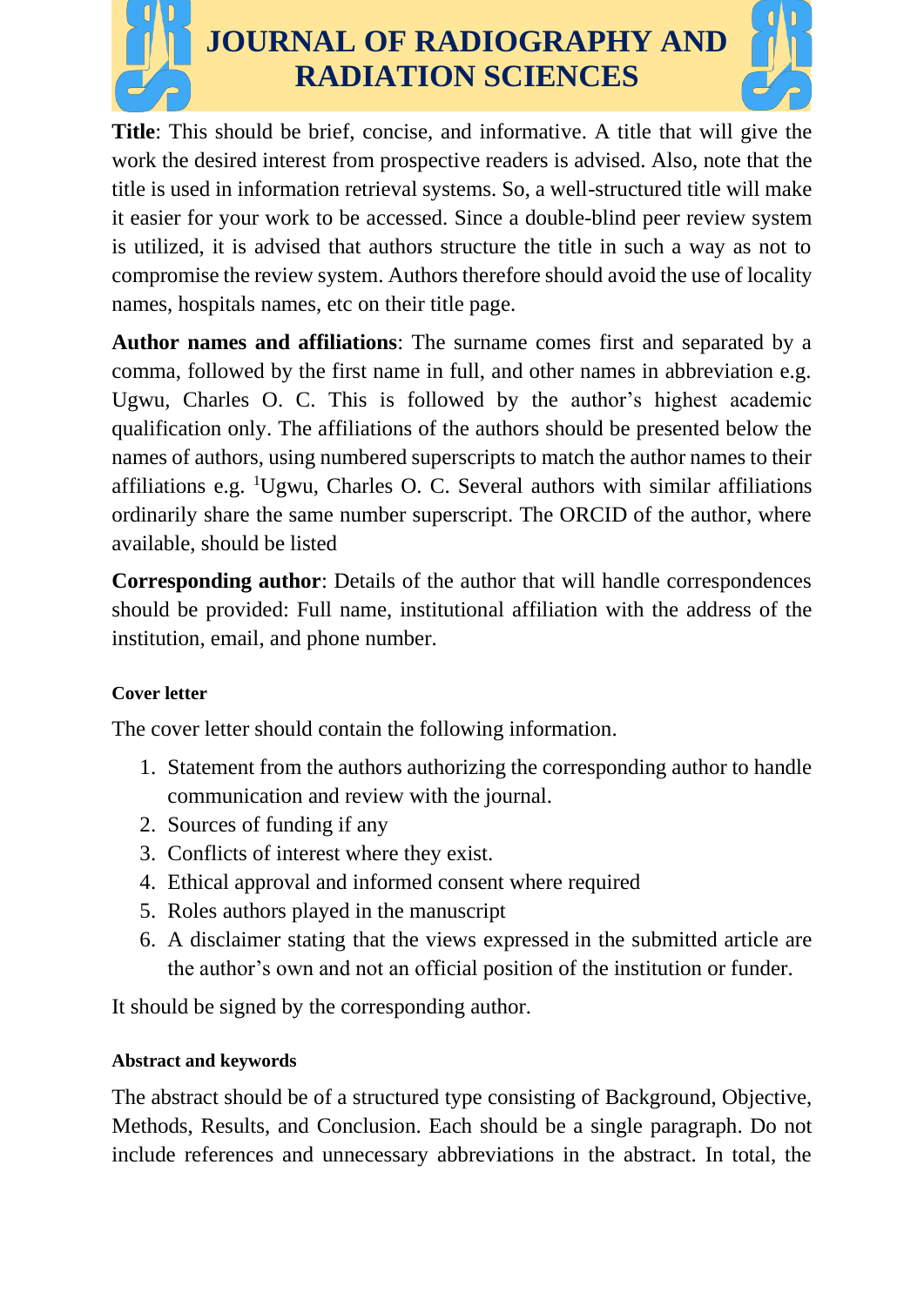**Title**: This should be brief, concise, and informative. A title that will give the work the desired interest from prospective readers is advised. Also, note that the title is used in information retrieval systems. So, a well-structured title will make it easier for your work to be accessed. Since a double-blind peer review system is utilized, it is advised that authors structure the title in such a way as not to compromise the review system. Authors therefore should avoid the use of locality names, hospitals names, etc on their title page.

**Author names and affiliations**: The surname comes first and separated by a comma, followed by the first name in full, and other names in abbreviation e.g. Ugwu, Charles O. C. This is followed by the author's highest academic qualification only. The affiliations of the authors should be presented below the names of authors, using numbered superscripts to match the author names to their affiliations e.g. [1]Ugwu, Charles O. C. Several authors with similar affiliations ordinarily share the same number superscript. The ORCID of the author, where available, should be listed

**Corresponding author**: Details of the author that will handle correspondences should be provided: Full name, institutional affiliation with the address of the institution, email, and phone number.

#### Cover letter

The cover letter should contain the following information.

1. Statement from the authors authorizing the corresponding author to handle communication and review with the journal.
2. Sources of funding if any
3. Conflicts of interest where they exist.
4. Ethical approval and informed consent where required
5. Roles authors played in the manuscript
6. A disclaimer stating that the views expressed in the submitted article are the author's own and not an official position of the institution or funder.

It should be signed by the corresponding author.

#### Abstract and keywords

The abstract should be of a structured type consisting of Background, Objective, Methods, Results, and Conclusion. Each should be a single paragraph. Do not include references and unnecessary abbreviations in the abstract. In total, the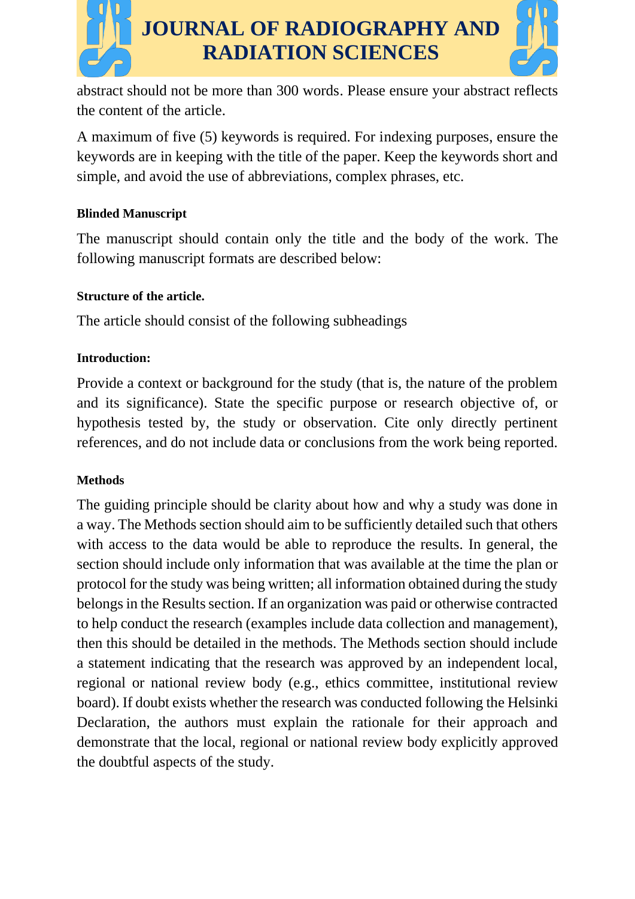abstract should not be more than 300 words. Please ensure your abstract reflects the content of the article.

A maximum of five (5) keywords is required. For indexing purposes, ensure the keywords are in keeping with the title of the paper. Keep the keywords short and simple, and avoid the use of abbreviations, complex phrases, etc.

#### Blinded Manuscript

The manuscript should contain only the title and the body of the work. The following manuscript formats are described below:

#### Structure of the article.

The article should consist of the following subheadings

#### Introduction:

Provide a context or background for the study (that is, the nature of the problem and its significance). State the specific purpose or research objective of, or hypothesis tested by, the study or observation. Cite only directly pertinent references, and do not include data or conclusions from the work being reported.

#### Methods

The guiding principle should be clarity about how and why a study was done in a way. The Methods section should aim to be sufficiently detailed such that others with access to the data would be able to reproduce the results. In general, the section should include only information that was available at the time the plan or protocol for the study was being written; all information obtained during the study belongs in the Results section. If an organization was paid or otherwise contracted to help conduct the research (examples include data collection and management), then this should be detailed in the methods. The Methods section should include a statement indicating that the research was approved by an independent local, regional or national review body (e.g., ethics committee, institutional review board). If doubt exists whether the research was conducted following the Helsinki Declaration, the authors must explain the rationale for their approach and demonstrate that the local, regional or national review body explicitly approved the doubtful aspects of the study.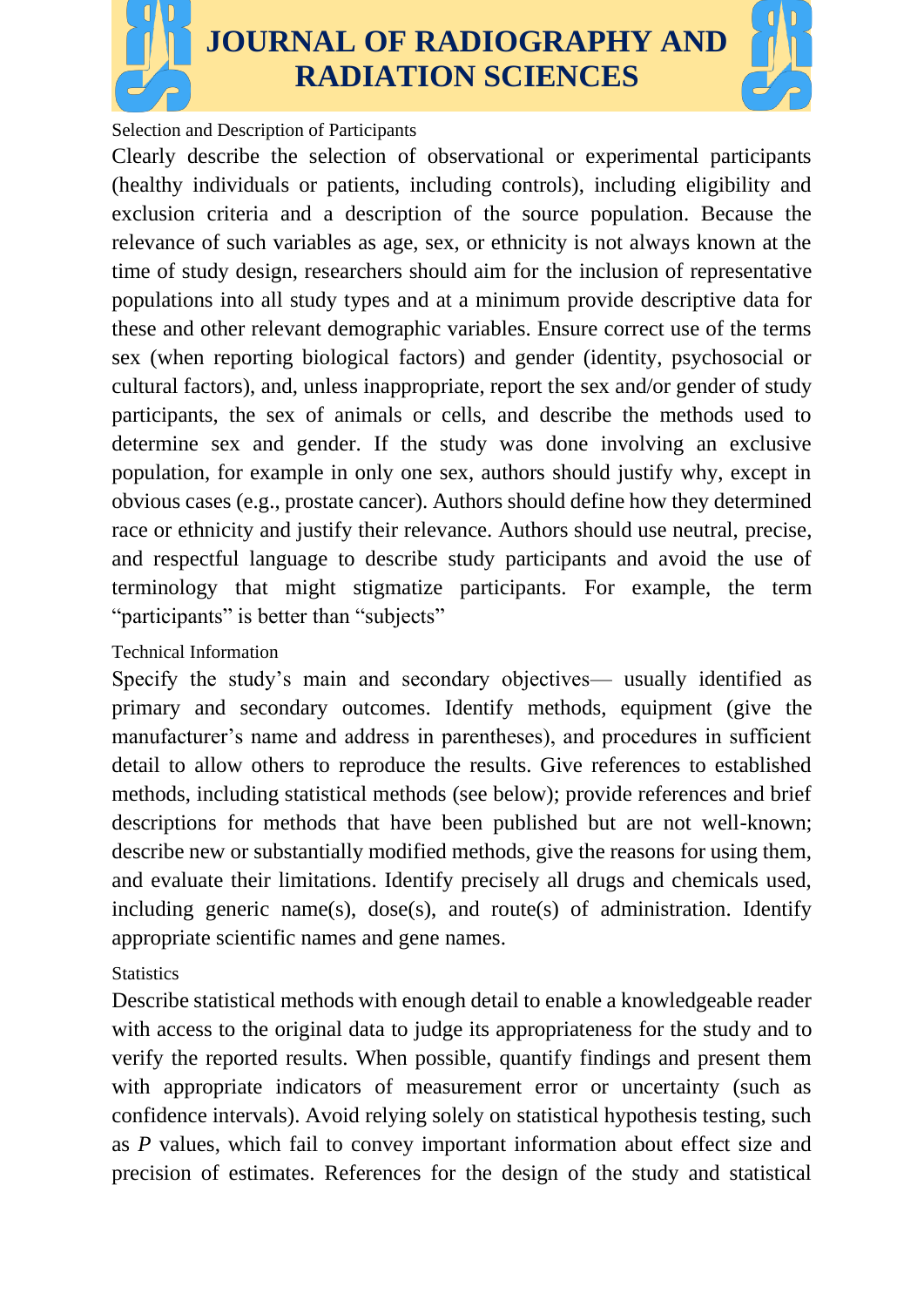### Selection and Description of Participants

Clearly describe the selection of observational or experimental participants (healthy individuals or patients, including controls), including eligibility and exclusion criteria and a description of the source population. Because the relevance of such variables as age, sex, or ethnicity is not always known at the time of study design, researchers should aim for the inclusion of representative populations into all study types and at a minimum provide descriptive data for these and other relevant demographic variables. Ensure correct use of the terms sex (when reporting biological factors) and gender (identity, psychosocial or cultural factors), and, unless inappropriate, report the sex and/or gender of study participants, the sex of animals or cells, and describe the methods used to determine sex and gender. If the study was done involving an exclusive population, for example in only one sex, authors should justify why, except in obvious cases (e.g., prostate cancer). Authors should define how they determined race or ethnicity and justify their relevance. Authors should use neutral, precise, and respectful language to describe study participants and avoid the use of terminology that might stigmatize participants. For example, the term "participants" is better than "subjects"

### Technical Information

Specify the study's main and secondary objectives— usually identified as primary and secondary outcomes. Identify methods, equipment (give the manufacturer's name and address in parentheses), and procedures in sufficient detail to allow others to reproduce the results. Give references to established methods, including statistical methods (see below); provide references and brief descriptions for methods that have been published but are not well-known; describe new or substantially modified methods, give the reasons for using them, and evaluate their limitations. Identify precisely all drugs and chemicals used, including generic name(s), dose(s), and route(s) of administration. Identify appropriate scientific names and gene names.

### Statistics

Describe statistical methods with enough detail to enable a knowledgeable reader with access to the original data to judge its appropriateness for the study and to verify the reported results. When possible, quantify findings and present them with appropriate indicators of measurement error or uncertainty (such as confidence intervals). Avoid relying solely on statistical hypothesis testing, such as *P* values, which fail to convey important information about effect size and precision of estimates. References for the design of the study and statistical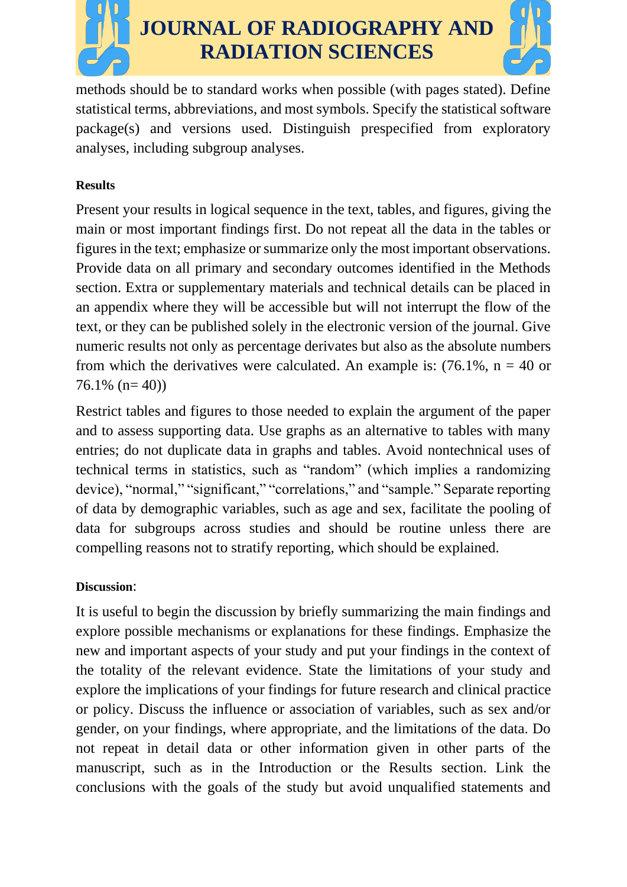methods should be to standard works when possible (with pages stated). Define statistical terms, abbreviations, and most symbols. Specify the statistical software package(s) and versions used. Distinguish prespecified from exploratory analyses, including subgroup analyses.

**Results**

Present your results in logical sequence in the text, tables, and figures, giving the main or most important findings first. Do not repeat all the data in the tables or figures in the text; emphasize or summarize only the most important observations. Provide data on all primary and secondary outcomes identified in the Methods section. Extra or supplementary materials and technical details can be placed in an appendix where they will be accessible but will not interrupt the flow of the text, or they can be published solely in the electronic version of the journal. Give numeric results not only as percentage derivates but also as the absolute numbers from which the derivatives were calculated. An example is: (76.1%, n = 40 or 76.1% (n= 40))

Restrict tables and figures to those needed to explain the argument of the paper and to assess supporting data. Use graphs as an alternative to tables with many entries; do not duplicate data in graphs and tables. Avoid nontechnical uses of technical terms in statistics, such as "random" (which implies a randomizing device), "normal," "significant," "correlations," and "sample." Separate reporting of data by demographic variables, such as age and sex, facilitate the pooling of data for subgroups across studies and should be routine unless there are compelling reasons not to stratify reporting, which should be explained.

**Discussion**:

It is useful to begin the discussion by briefly summarizing the main findings and explore possible mechanisms or explanations for these findings. Emphasize the new and important aspects of your study and put your findings in the context of the totality of the relevant evidence. State the limitations of your study and explore the implications of your findings for future research and clinical practice or policy. Discuss the influence or association of variables, such as sex and/or gender, on your findings, where appropriate, and the limitations of the data. Do not repeat in detail data or other information given in other parts of the manuscript, such as in the Introduction or the Results section. Link the conclusions with the goals of the study but avoid unqualified statements and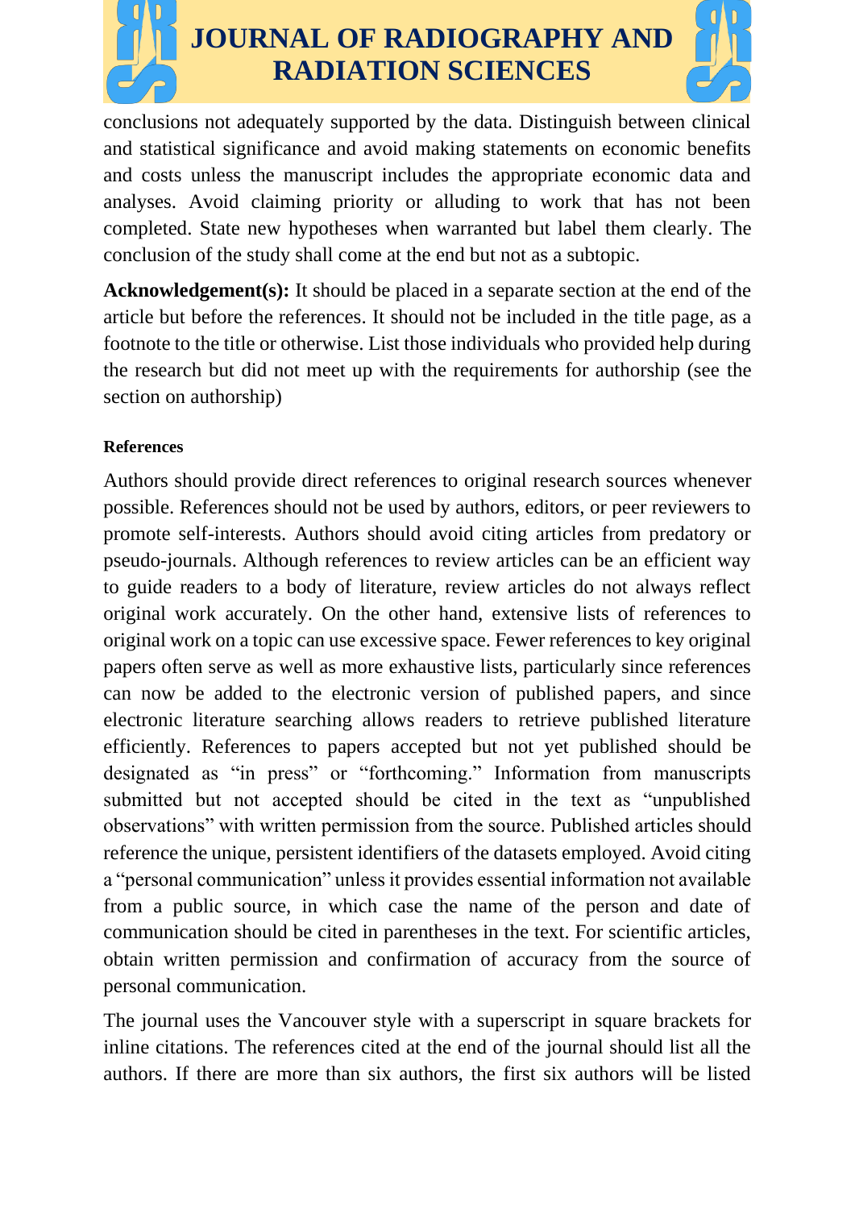conclusions not adequately supported by the data. Distinguish between clinical and statistical significance and avoid making statements on economic benefits and costs unless the manuscript includes the appropriate economic data and analyses. Avoid claiming priority or alluding to work that has not been completed. State new hypotheses when warranted but label them clearly. The conclusion of the study shall come at the end but not as a subtopic.

**Acknowledgement(s):** It should be placed in a separate section at the end of the article but before the references. It should not be included in the title page, as a footnote to the title or otherwise. List those individuals who provided help during the research but did not meet up with the requirements for authorship (see the section on authorship)

**References**

Authors should provide direct references to original research sources whenever possible. References should not be used by authors, editors, or peer reviewers to promote self-interests. Authors should avoid citing articles from predatory or pseudo-journals. Although references to review articles can be an efficient way to guide readers to a body of literature, review articles do not always reflect original work accurately. On the other hand, extensive lists of references to original work on a topic can use excessive space. Fewer references to key original papers often serve as well as more exhaustive lists, particularly since references can now be added to the electronic version of published papers, and since electronic literature searching allows readers to retrieve published literature efficiently. References to papers accepted but not yet published should be designated as "in press" or "forthcoming." Information from manuscripts submitted but not accepted should be cited in the text as "unpublished observations" with written permission from the source. Published articles should reference the unique, persistent identifiers of the datasets employed. Avoid citing a "personal communication" unless it provides essential information not available from a public source, in which case the name of the person and date of communication should be cited in parentheses in the text. For scientific articles, obtain written permission and confirmation of accuracy from the source of personal communication.

The journal uses the Vancouver style with a superscript in square brackets for inline citations. The references cited at the end of the journal should list all the authors. If there are more than six authors, the first six authors will be listed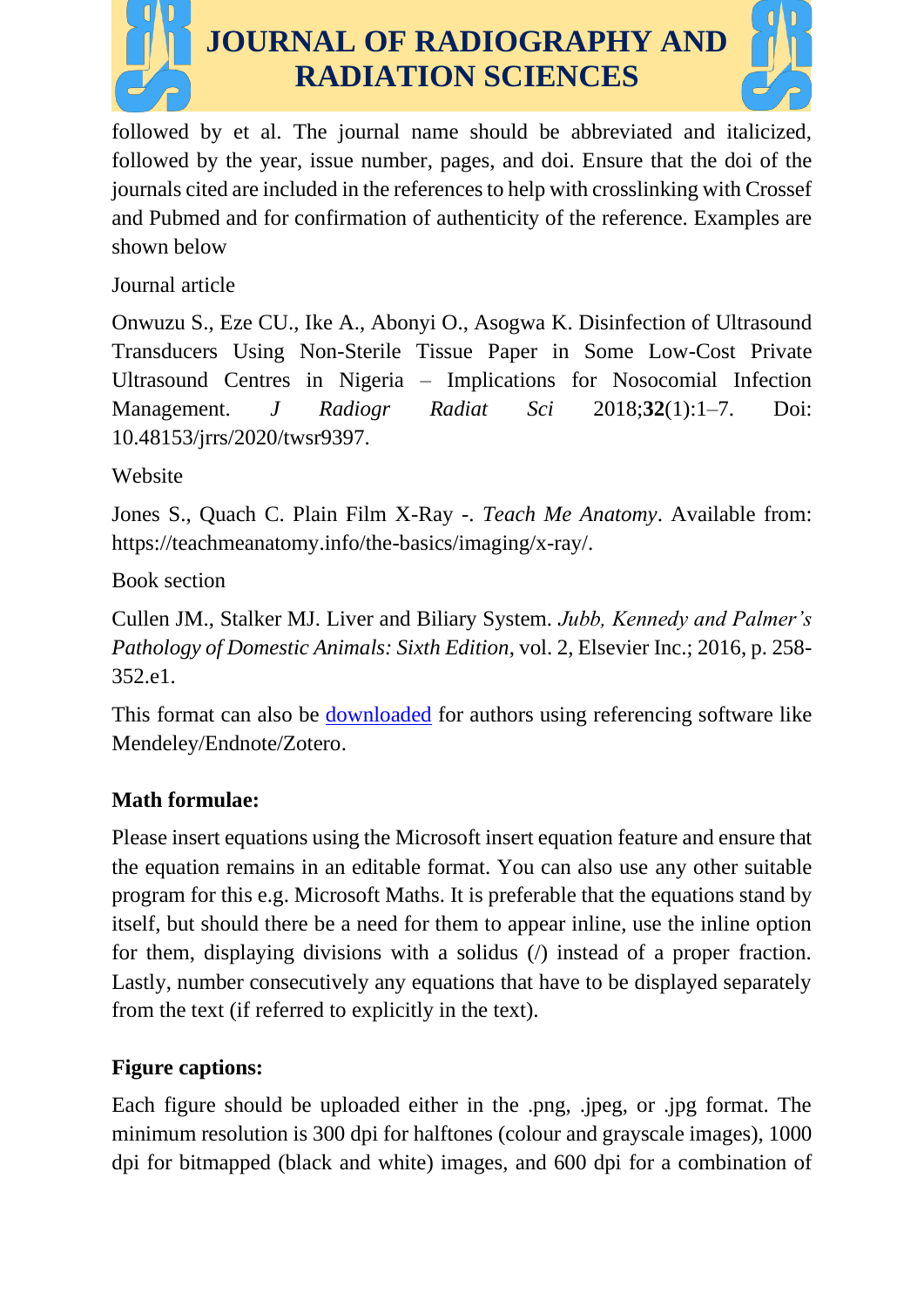followed by et al. The journal name should be abbreviated and italicized, followed by the year, issue number, pages, and doi. Ensure that the doi of the journals cited are included in the references to help with crosslinking with Crossef and Pubmed and for confirmation of authenticity of the reference. Examples are shown below

Journal article

Onwuzu S., Eze CU., Ike A., Abonyi O., Asogwa K. Disinfection of Ultrasound Transducers Using Non-Sterile Tissue Paper in Some Low-Cost Private Ultrasound Centres in Nigeria – Implications for Nosocomial Infection Management. *J Radiogr Radiat Sci* 2018;**32**(1):1–7. Doi: 10.48153/jrrs/2020/twsr9397.

Website

Jones S., Quach C. Plain Film X-Ray -. *Teach Me Anatomy*. Available from: https://teachmeanatomy.info/the-basics/imaging/x-ray/.

Book section

Cullen JM., Stalker MJ. Liver and Biliary System. *Jubb, Kennedy and Palmer's Pathology of Domestic Animals: Sixth Edition*, vol. 2, Elsevier Inc.; 2016, p. 258-352.e1.

This format can also be downloaded for authors using referencing software like Mendeley/Endnote/Zotero.

**Math formulae:**

Please insert equations using the Microsoft insert equation feature and ensure that the equation remains in an editable format. You can also use any other suitable program for this e.g. Microsoft Maths. It is preferable that the equations stand by itself, but should there be a need for them to appear inline, use the inline option for them, displaying divisions with a solidus (/) instead of a proper fraction. Lastly, number consecutively any equations that have to be displayed separately from the text (if referred to explicitly in the text).

**Figure captions:**

Each figure should be uploaded either in the .png, .jpeg, or .jpg format. The minimum resolution is 300 dpi for halftones (colour and grayscale images), 1000 dpi for bitmapped (black and white) images, and 600 dpi for a combination of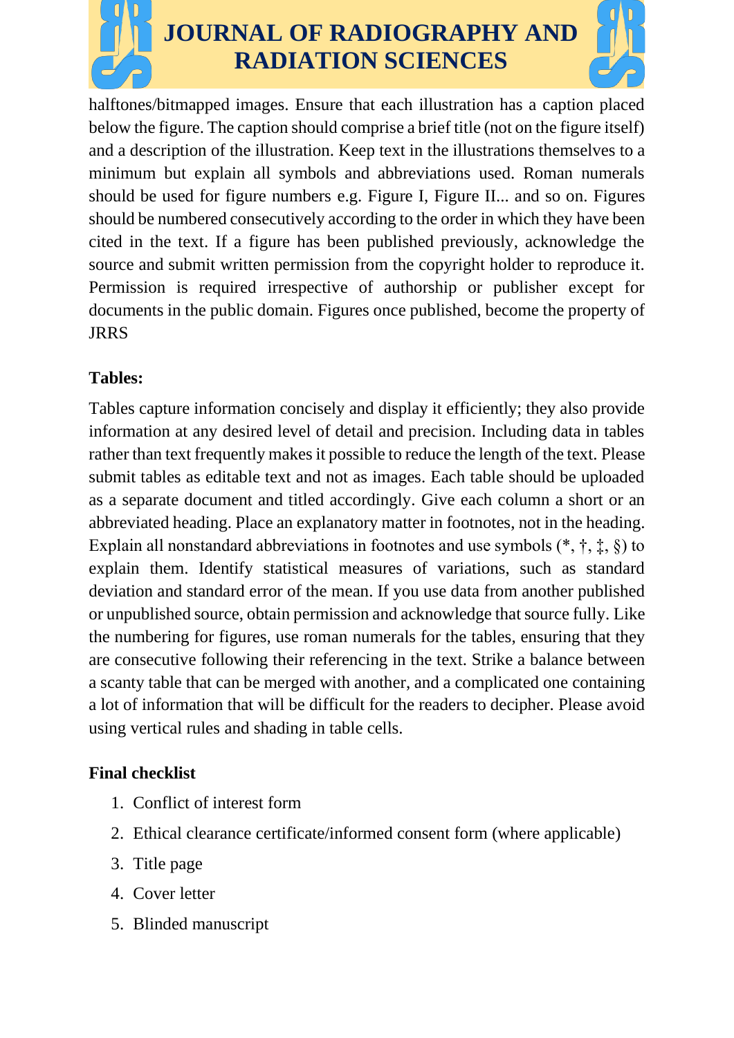halftones/bitmapped images. Ensure that each illustration has a caption placed below the figure. The caption should comprise a brief title (not on the figure itself) and a description of the illustration. Keep text in the illustrations themselves to a minimum but explain all symbols and abbreviations used. Roman numerals should be used for figure numbers e.g. Figure I, Figure II... and so on. Figures should be numbered consecutively according to the order in which they have been cited in the text. If a figure has been published previously, acknowledge the source and submit written permission from the copyright holder to reproduce it. Permission is required irrespective of authorship or publisher except for documents in the public domain. Figures once published, become the property of JRRS

**Tables:**

Tables capture information concisely and display it efficiently; they also provide information at any desired level of detail and precision. Including data in tables rather than text frequently makes it possible to reduce the length of the text. Please submit tables as editable text and not as images. Each table should be uploaded as a separate document and titled accordingly. Give each column a short or an abbreviated heading. Place an explanatory matter in footnotes, not in the heading. Explain all nonstandard abbreviations in footnotes and use symbols (*, †, ‡, §) to explain them. Identify statistical measures of variations, such as standard deviation and standard error of the mean. If you use data from another published or unpublished source, obtain permission and acknowledge that source fully. Like the numbering for figures, use roman numerals for the tables, ensuring that they are consecutive following their referencing in the text. Strike a balance between a scanty table that can be merged with another, and a complicated one containing a lot of information that will be difficult for the readers to decipher. Please avoid using vertical rules and shading in table cells.

**Final checklist**

1. Conflict of interest form
2. Ethical clearance certificate/informed consent form (where applicable)
3. Title page
4. Cover letter
5. Blinded manuscript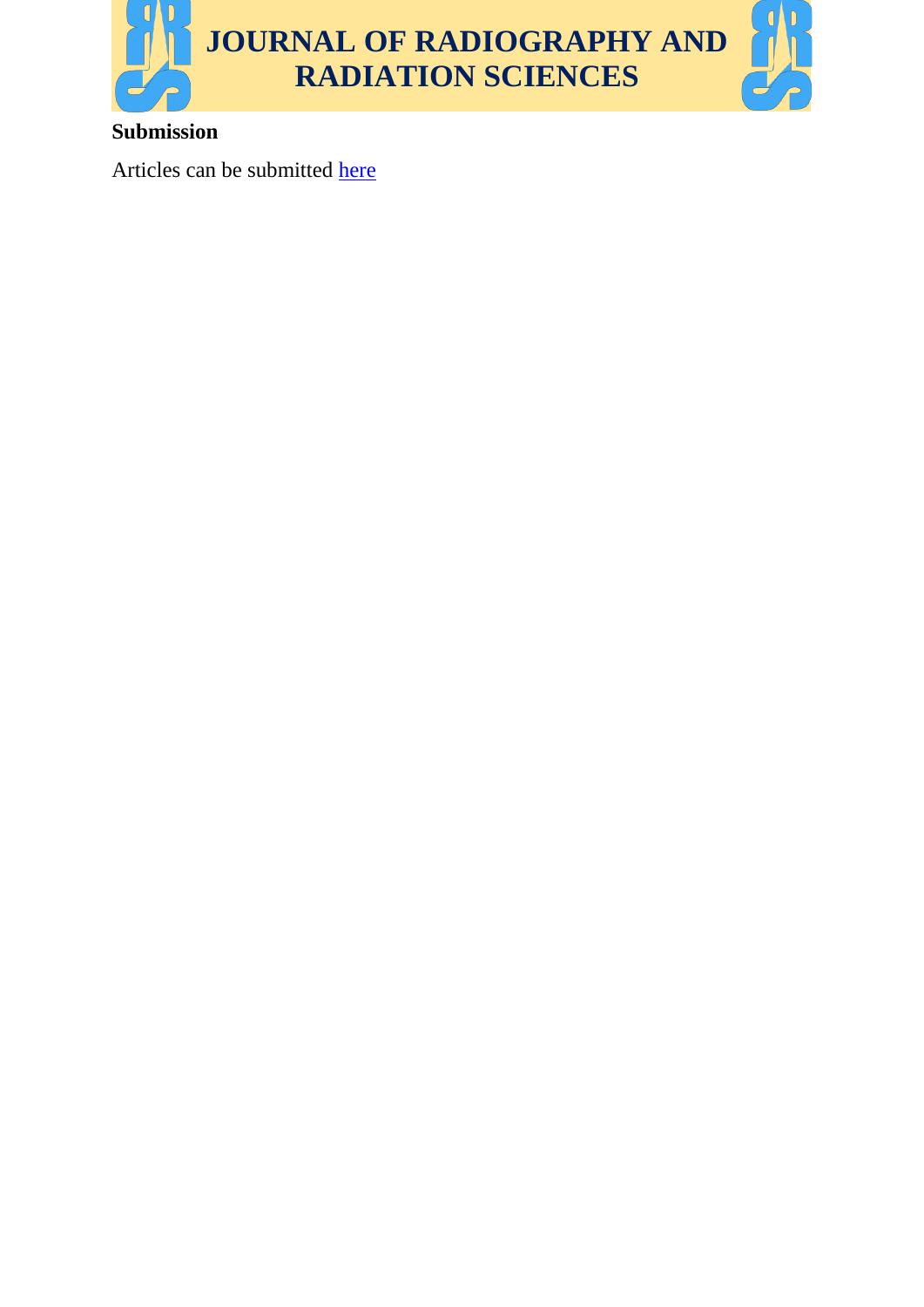# JOURNAL OF RADIOGRAPHY AND RADIATION SCIENCES

**Submission**

Articles can be submitted here